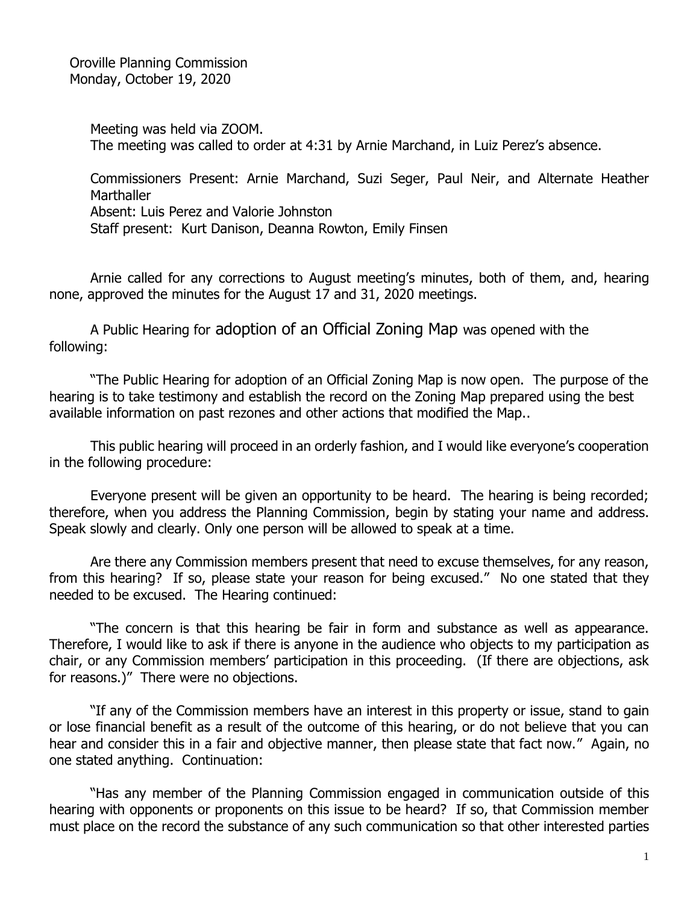Oroville Planning Commission
Monday, October 19, 2020

Meeting was held via ZOOM.
The meeting was called to order at 4:31 by Arnie Marchand, in Luiz Perez's absence.

Commissioners Present: Arnie Marchand, Suzi Seger, Paul Neir, and Alternate Heather Marthaller
Absent: Luis Perez and Valorie Johnston
Staff present: Kurt Danison, Deanna Rowton, Emily Finsen

Arnie called for any corrections to August meeting's minutes, both of them, and, hearing none, approved the minutes for the August 17 and 31, 2020 meetings.

A Public Hearing for adoption of an Official Zoning Map was opened with the following:

"The Public Hearing for adoption of an Official Zoning Map is now open. The purpose of the hearing is to take testimony and establish the record on the Zoning Map prepared using the best available information on past rezones and other actions that modified the Map..

This public hearing will proceed in an orderly fashion, and I would like everyone's cooperation in the following procedure:

Everyone present will be given an opportunity to be heard. The hearing is being recorded; therefore, when you address the Planning Commission, begin by stating your name and address. Speak slowly and clearly. Only one person will be allowed to speak at a time.

Are there any Commission members present that need to excuse themselves, for any reason, from this hearing? If so, please state your reason for being excused." No one stated that they needed to be excused. The Hearing continued:

"The concern is that this hearing be fair in form and substance as well as appearance. Therefore, I would like to ask if there is anyone in the audience who objects to my participation as chair, or any Commission members' participation in this proceeding. (If there are objections, ask for reasons.)" There were no objections.

"If any of the Commission members have an interest in this property or issue, stand to gain or lose financial benefit as a result of the outcome of this hearing, or do not believe that you can hear and consider this in a fair and objective manner, then please state that fact now." Again, no one stated anything. Continuation:

"Has any member of the Planning Commission engaged in communication outside of this hearing with opponents or proponents on this issue to be heard? If so, that Commission member must place on the record the substance of any such communication so that other interested parties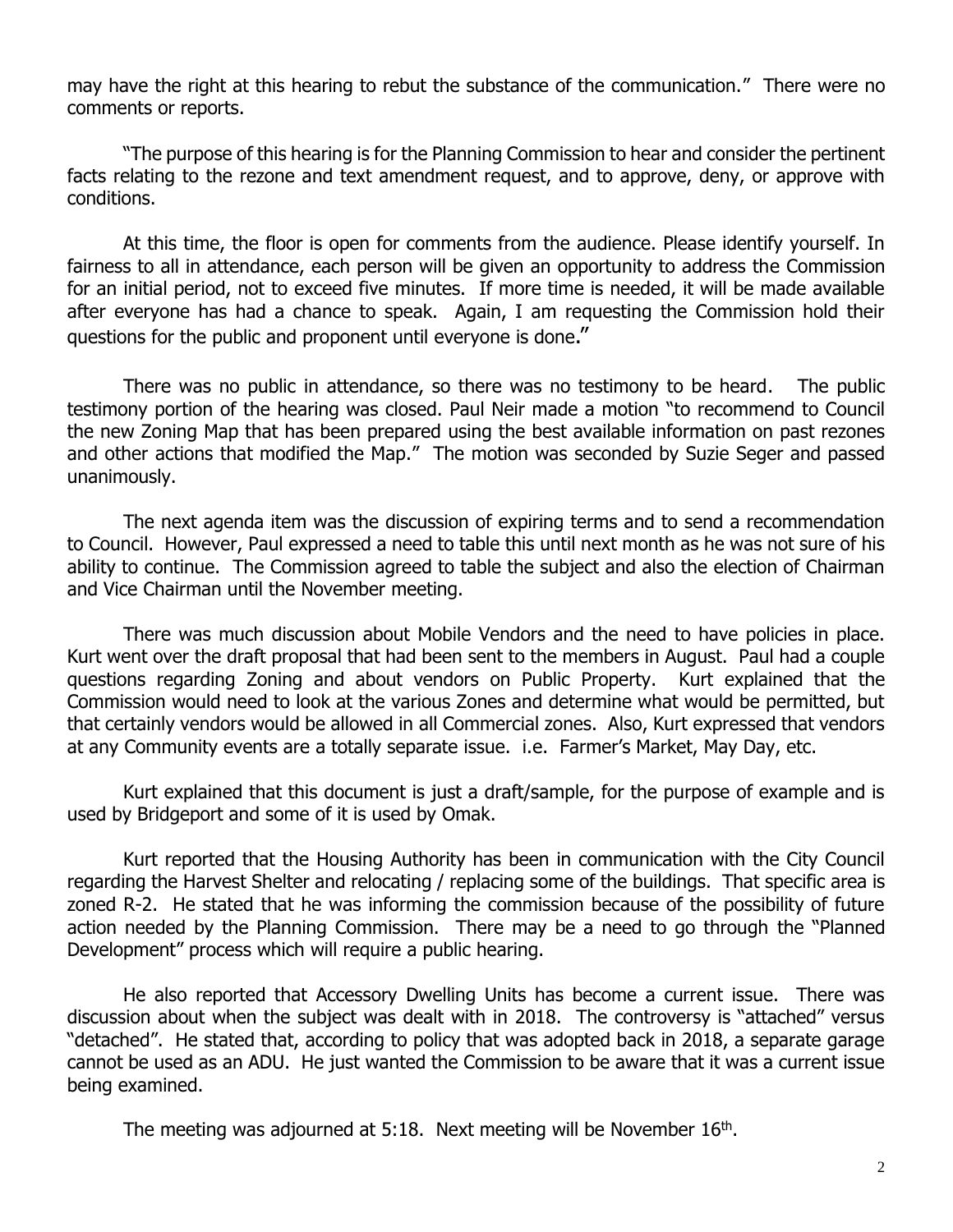may have the right at this hearing to rebut the substance of the communication." There were no comments or reports.

"The purpose of this hearing is for the Planning Commission to hear and consider the pertinent facts relating to the rezone and text amendment request, and to approve, deny, or approve with conditions.

At this time, the floor is open for comments from the audience. Please identify yourself. In fairness to all in attendance, each person will be given an opportunity to address the Commission for an initial period, not to exceed five minutes. If more time is needed, it will be made available after everyone has had a chance to speak. Again, I am requesting the Commission hold their questions for the public and proponent until everyone is done."

There was no public in attendance, so there was no testimony to be heard. The public testimony portion of the hearing was closed. Paul Neir made a motion "to recommend to Council the new Zoning Map that has been prepared using the best available information on past rezones and other actions that modified the Map." The motion was seconded by Suzie Seger and passed unanimously.

The next agenda item was the discussion of expiring terms and to send a recommendation to Council. However, Paul expressed a need to table this until next month as he was not sure of his ability to continue. The Commission agreed to table the subject and also the election of Chairman and Vice Chairman until the November meeting.

There was much discussion about Mobile Vendors and the need to have policies in place. Kurt went over the draft proposal that had been sent to the members in August. Paul had a couple questions regarding Zoning and about vendors on Public Property. Kurt explained that the Commission would need to look at the various Zones and determine what would be permitted, but that certainly vendors would be allowed in all Commercial zones. Also, Kurt expressed that vendors at any Community events are a totally separate issue. i.e. Farmer's Market, May Day, etc.

Kurt explained that this document is just a draft/sample, for the purpose of example and is used by Bridgeport and some of it is used by Omak.

Kurt reported that the Housing Authority has been in communication with the City Council regarding the Harvest Shelter and relocating / replacing some of the buildings. That specific area is zoned R-2. He stated that he was informing the commission because of the possibility of future action needed by the Planning Commission. There may be a need to go through the "Planned Development" process which will require a public hearing.

He also reported that Accessory Dwelling Units has become a current issue. There was discussion about when the subject was dealt with in 2018. The controversy is "attached" versus "detached". He stated that, according to policy that was adopted back in 2018, a separate garage cannot be used as an ADU. He just wanted the Commission to be aware that it was a current issue being examined.

The meeting was adjourned at 5:18. Next meeting will be November 16th.